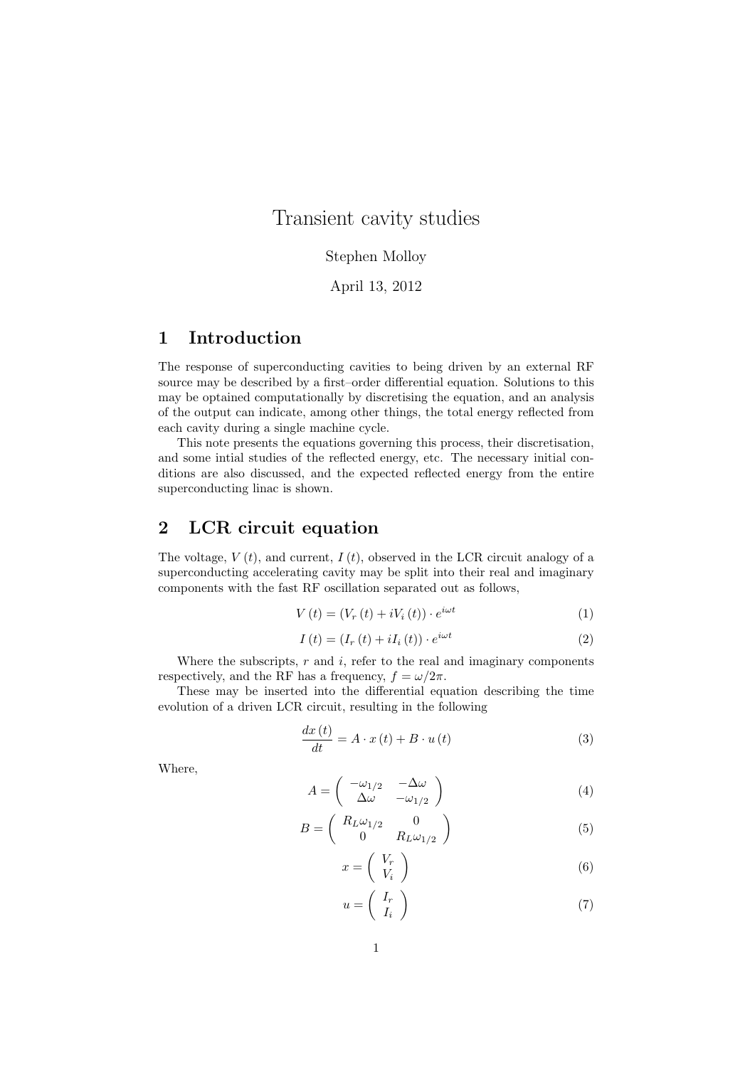# Transient cavity studies

Stephen Molloy

April 13, 2012

## 1 Introduction

The response of superconducting cavities to being driven by an external RF source may be described by a first–order differential equation. Solutions to this may be optained computationally by discretising the equation, and an analysis of the output can indicate, among other things, the total energy reflected from each cavity during a single machine cycle.

This note presents the equations governing this process, their discretisation, and some intial studies of the reflected energy, etc. The necessary initial conditions are also discussed, and the expected reflected energy from the entire superconducting linac is shown.

## 2 LCR circuit equation

The voltage, $V(t)$, and current, $I(t)$, observed in the LCR circuit analogy of a superconducting accelerating cavity may be split into their real and imaginary components with the fast RF oscillation separated out as follows,

$$V(t) = (V_r(t) + iV_i(t)) \cdot e^{i\omega t} \tag{1}$$

$$I(t) = (I_r(t) + iI_i(t)) \cdot e^{i\omega t} \tag{2}$$

Where the subscripts, $r$ and $i$, refer to the real and imaginary components respectively, and the RF has a frequency, $f = \omega/2\pi$.

These may be inserted into the differential equation describing the time evolution of a driven LCR circuit, resulting in the following

$$\frac{dx(t)}{dt} = A \cdot x(t) + B \cdot u(t) \tag{3}$$

Where,

$$A = \begin{pmatrix} -\omega_{1/2} & -\Delta\omega \\ \Delta\omega & -\omega_{1/2} \end{pmatrix} \tag{4}$$

$$B = \begin{pmatrix} R_L\omega_{1/2} & 0 \\ 0 & R_L\omega_{1/2} \end{pmatrix} \tag{5}$$

$$x = \begin{pmatrix} V_r \\ V_i \end{pmatrix} \tag{6}$$

$$u = \begin{pmatrix} I_r \\ I_i \end{pmatrix} \tag{7}$$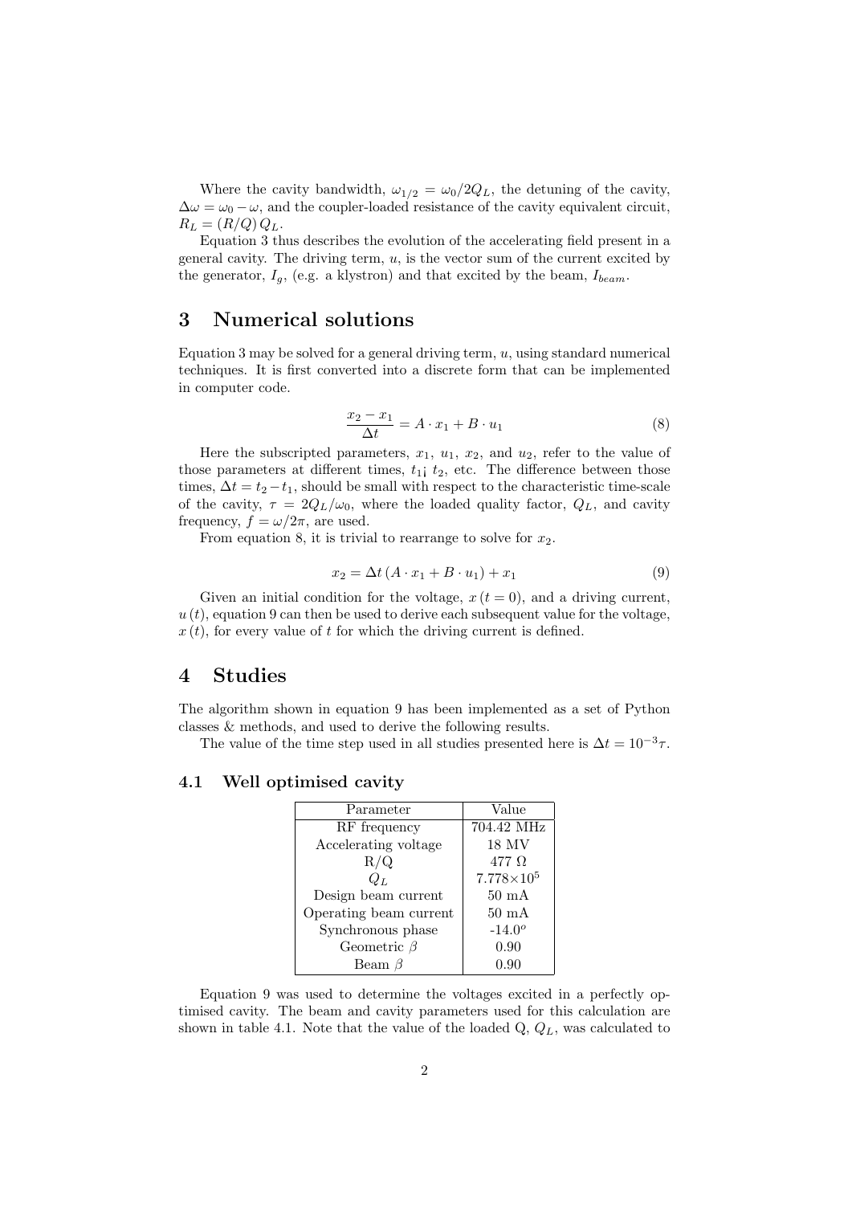Where the cavity bandwidth, $\omega_{1/2} = \omega_0 / 2Q_L$, the detuning of the cavity, $\Delta\omega = \omega_0 - \omega$, and the coupler-loaded resistance of the cavity equivalent circuit, $R_L = (R/Q)\, Q_L$.

Equation 3 thus describes the evolution of the accelerating field present in a general cavity. The driving term, $u$, is the vector sum of the current excited by the generator, $I_g$, (e.g. a klystron) and that excited by the beam, $I_{beam}$.

# 3 Numerical solutions

Equation 3 may be solved for a general driving term, $u$, using standard numerical techniques. It is first converted into a discrete form that can be implemented in computer code.

$$\frac{x_2 - x_1}{\Delta t} = A \cdot x_1 + B \cdot u_1 \tag{8}$$

Here the subscripted parameters, $x_1$, $u_1$, $x_2$, and $u_2$, refer to the value of those parameters at different times, $t_1$¡ $t_2$, etc. The difference between those times, $\Delta t = t_2 - t_1$, should be small with respect to the characteristic time-scale of the cavity, $\tau = 2Q_L/\omega_0$, where the loaded quality factor, $Q_L$, and cavity frequency, $f = \omega/2\pi$, are used.

From equation 8, it is trivial to rearrange to solve for $x_2$.

$$x_2 = \Delta t \left( A \cdot x_1 + B \cdot u_1 \right) + x_1 \tag{9}$$

Given an initial condition for the voltage, $x(t = 0)$, and a driving current, $u(t)$, equation 9 can then be used to derive each subsequent value for the voltage, $x(t)$, for every value of $t$ for which the driving current is defined.

# 4 Studies

The algorithm shown in equation 9 has been implemented as a set of Python classes & methods, and used to derive the following results.

The value of the time step used in all studies presented here is $\Delta t = 10^{-3}\tau$.

## 4.1 Well optimised cavity

| Parameter | Value |
|---|---|
| RF frequency | 704.42 MHz |
| Accelerating voltage | 18 MV |
| R/Q | 477 $\Omega$ |
| $Q_L$ | $7.778{\times}10^5$ |
| Design beam current | 50 mA |
| Operating beam current | 50 mA |
| Synchronous phase | $-14.0^o$ |
| Geometric $\beta$ | 0.90 |
| Beam $\beta$ | 0.90 |

Equation 9 was used to determine the voltages excited in a perfectly optimised cavity. The beam and cavity parameters used for this calculation are shown in table 4.1. Note that the value of the loaded Q, $Q_L$, was calculated to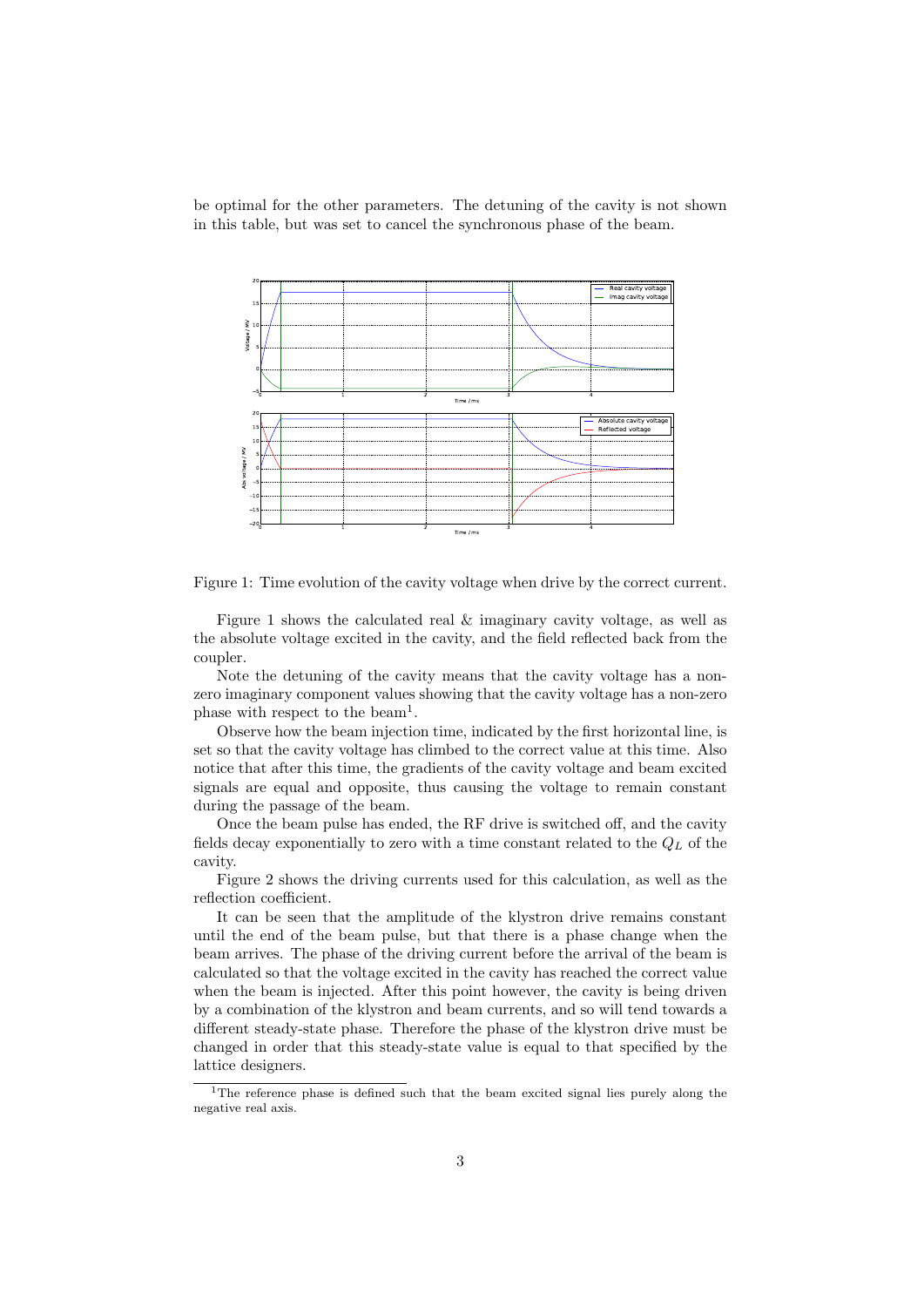be optimal for the other parameters. The detuning of the cavity is not shown in this table, but was set to cancel the synchronous phase of the beam.

Figure 1: Time evolution of the cavity voltage when drive by the correct current.

Figure 1 shows the calculated real & imaginary cavity voltage, as well as the absolute voltage excited in the cavity, and the field reflected back from the coupler.

Note the detuning of the cavity means that the cavity voltage has a non-zero imaginary component values showing that the cavity voltage has a non-zero phase with respect to the beam[1].

Observe how the beam injection time, indicated by the first horizontal line, is set so that the cavity voltage has climbed to the correct value at this time. Also notice that after this time, the gradients of the cavity voltage and beam excited signals are equal and opposite, thus causing the voltage to remain constant during the passage of the beam.

Once the beam pulse has ended, the RF drive is switched off, and the cavity fields decay exponentially to zero with a time constant related to the $Q_L$ of the cavity.

Figure 2 shows the driving currents used for this calculation, as well as the reflection coefficient.

It can be seen that the amplitude of the klystron drive remains constant until the end of the beam pulse, but that there is a phase change when the beam arrives. The phase of the driving current before the arrival of the beam is calculated so that the voltage excited in the cavity has reached the correct value when the beam is injected. After this point however, the cavity is being driven by a combination of the klystron and beam currents, and so will tend towards a different steady-state phase. Therefore the phase of the klystron drive must be changed in order that this steady-state value is equal to that specified by the lattice designers.

[1] The reference phase is defined such that the beam excited signal lies purely along the negative real axis.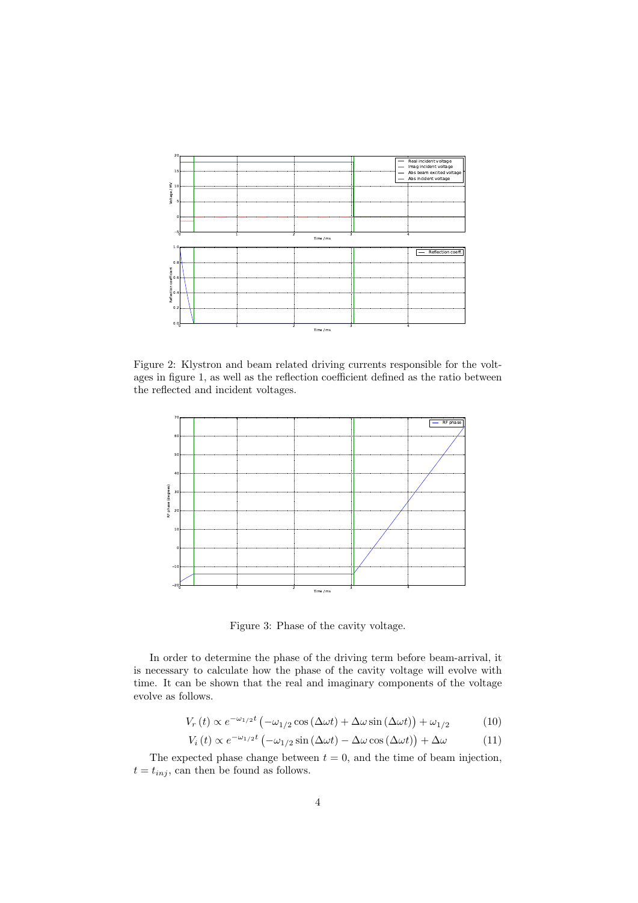Figure 2: Klystron and beam related driving currents responsible for the voltages in figure 1, as well as the reflection coefficient defined as the ratio between the reflected and incident voltages.

Figure 3: Phase of the cavity voltage.

In order to determine the phase of the driving term before beam-arrival, it is necessary to calculate how the phase of the cavity voltage will evolve with time. It can be shown that the real and imaginary components of the voltage evolve as follows.

$$V_r(t) \propto e^{-\omega_{1/2}t}\left(-\omega_{1/2}\cos\left(\Delta\omega t\right) + \Delta\omega\sin\left(\Delta\omega t\right)\right) + \omega_{1/2} \tag{10}$$

$$V_i(t) \propto e^{-\omega_{1/2}t}\left(-\omega_{1/2}\sin\left(\Delta\omega t\right) - \Delta\omega\cos\left(\Delta\omega t\right)\right) + \Delta\omega \tag{11}$$

The expected phase change between $t = 0$, and the time of beam injection, $t = t_{inj}$, can then be found as follows.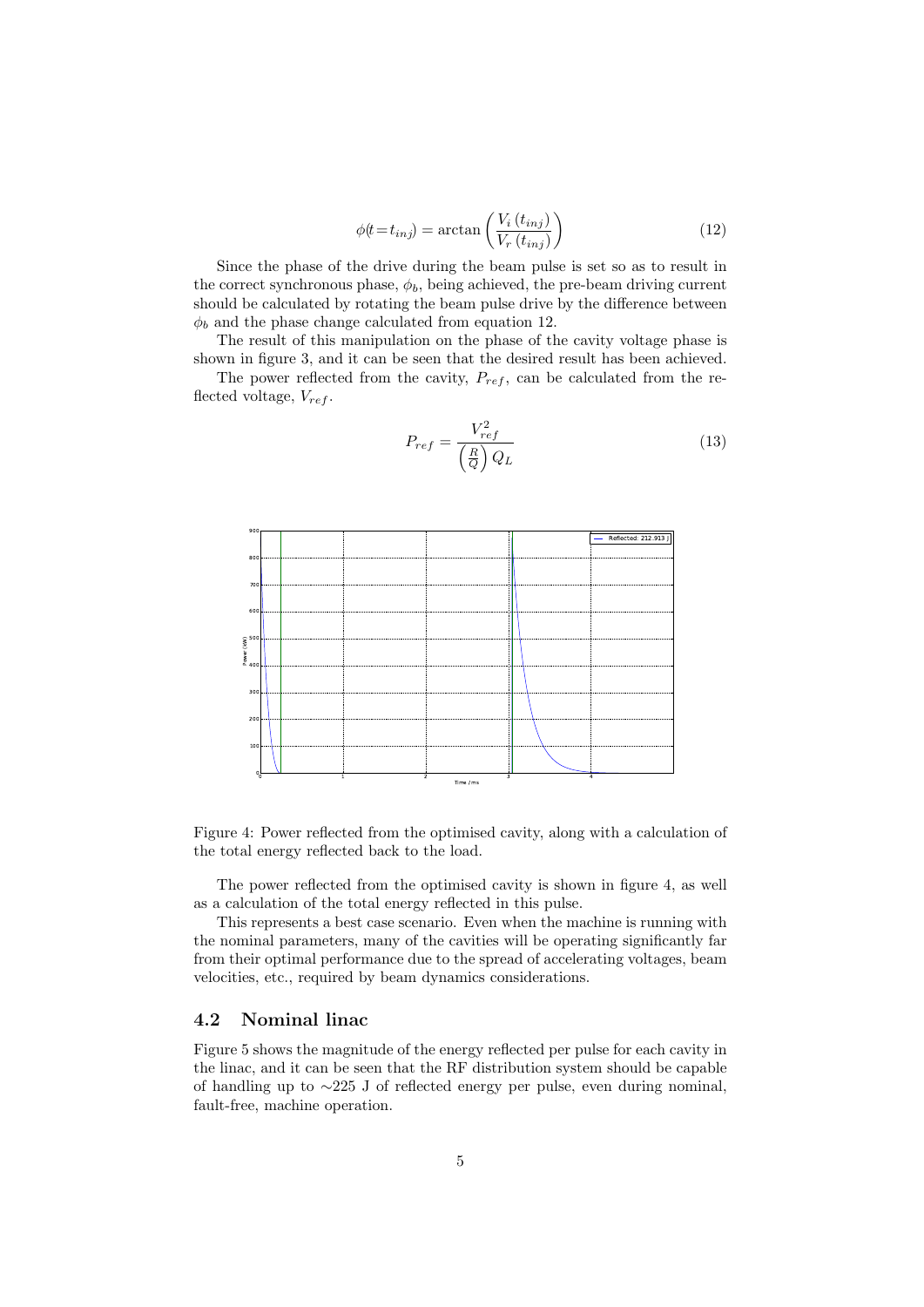$$\phi(t = t_{inj}) = \arctan\left(\frac{V_i\,(t_{inj})}{V_r\,(t_{inj})}\right) \tag{12}$$

Since the phase of the drive during the beam pulse is set so as to result in the correct synchronous phase, $\phi_b$, being achieved, the pre-beam driving current should be calculated by rotating the beam pulse drive by the difference between $\phi_b$ and the phase change calculated from equation 12.

The result of this manipulation on the phase of the cavity voltage phase is shown in figure 3, and it can be seen that the desired result has been achieved.

The power reflected from the cavity, $P_{ref}$, can be calculated from the reflected voltage, $V_{ref}$.

$$P_{ref} = \frac{V_{ref}^2}{\left(\frac{R}{Q}\right) Q_L} \tag{13}$$

Figure 4: Power reflected from the optimised cavity, along with a calculation of the total energy reflected back to the load.

The power reflected from the optimised cavity is shown in figure 4, as well as a calculation of the total energy reflected in this pulse.

This represents a best case scenario. Even when the machine is running with the nominal parameters, many of the cavities will be operating significantly far from their optimal performance due to the spread of accelerating voltages, beam velocities, etc., required by beam dynamics considerations.

## 4.2 Nominal linac

Figure 5 shows the magnitude of the energy reflected per pulse for each cavity in the linac, and it can be seen that the RF distribution system should be capable of handling up to ∼225 J of reflected energy per pulse, even during nominal, fault-free, machine operation.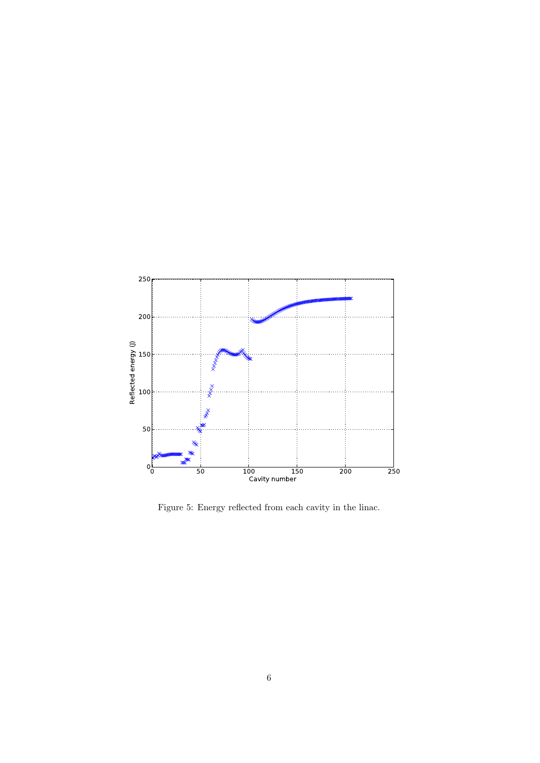250

200

150

100

50

0

Reflected energy (J)

0

50

100

150

200

250

Cavity number

Figure 5: Energy reflected from each cavity in the linac.